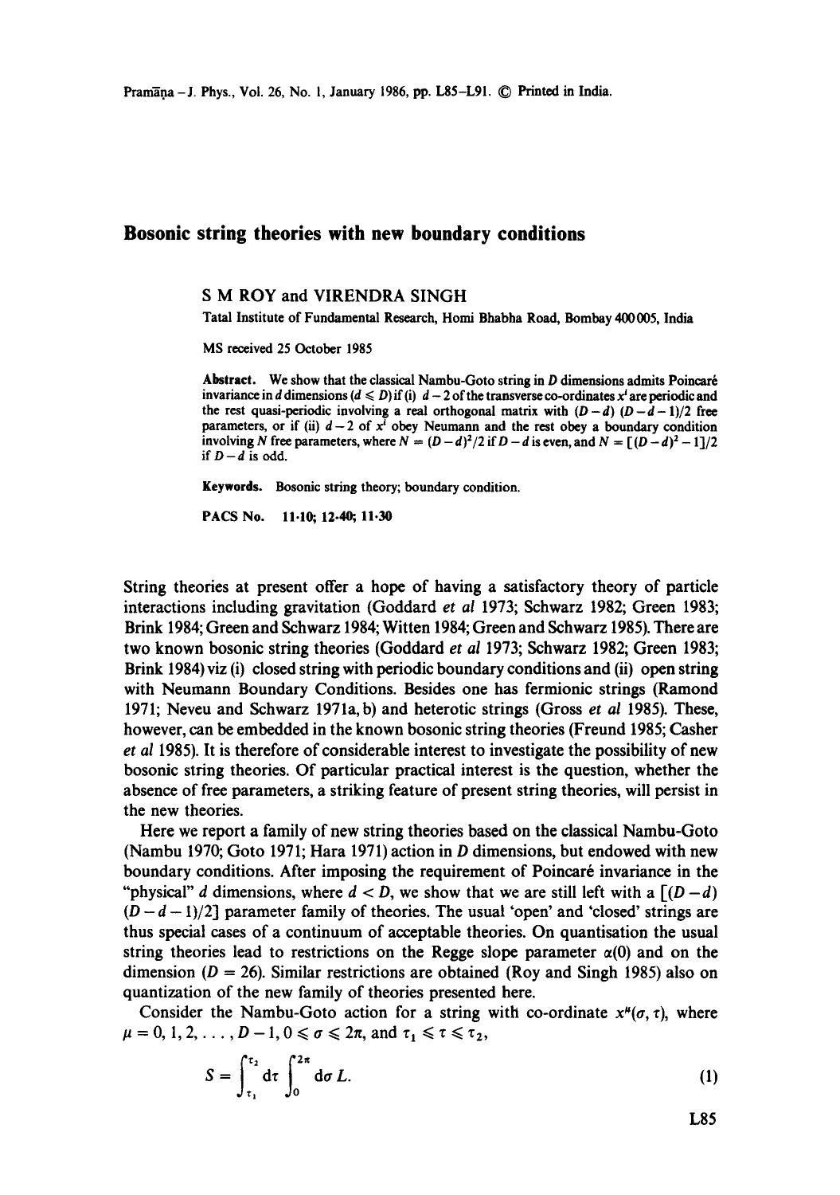# Bosonic string theories with new boundary conditions

S M ROY and VIRENDRA SINGH

Tatal Institute of Fundamental Research, Homi Bhabha Road, Bombay 400005, India

MS received 25 October 1985

**Abstract.** We show that the classical Nambu-Goto string in $D$ dimensions admits Poincaré invariance in $d$ dimensions ($d \leqslant D$) if (i) $d-2$ of the transverse co-ordinates $x^i$ are periodic and the rest quasi-periodic involving a real orthogonal matrix with $(D-d)(D-d-1)/2$ free parameters, or if (ii) $d-2$ of $x^i$ obey Neumann and the rest obey a boundary condition involving $N$ free parameters, where $N = (D-d)^2/2$ if $D-d$ is even, and $N = [(D-d)^2 - 1]/2$ if $D-d$ is odd.

**Keywords.** Bosonic string theory; boundary condition.

**PACS No.** 11·10; 12·40; 11·30

String theories at present offer a hope of having a satisfactory theory of particle interactions including gravitation (Goddard *et al* 1973; Schwarz 1982; Green 1983; Brink 1984; Green and Schwarz 1984; Witten 1984; Green and Schwarz 1985). There are two known bosonic string theories (Goddard *et al* 1973; Schwarz 1982; Green 1983; Brink 1984) viz (i) closed string with periodic boundary conditions and (ii) open string with Neumann Boundary Conditions. Besides one has fermionic strings (Ramond 1971; Neveu and Schwarz 1971a, b) and heterotic strings (Gross *et al* 1985). These, however, can be embedded in the known bosonic string theories (Freund 1985; Casher *et al* 1985). It is therefore of considerable interest to investigate the possibility of new bosonic string theories. Of particular practical interest is the question, whether the absence of free parameters, a striking feature of present string theories, will persist in the new theories.

Here we report a family of new string theories based on the classical Nambu-Goto (Nambu 1970; Goto 1971; Hara 1971) action in $D$ dimensions, but endowed with new boundary conditions. After imposing the requirement of Poincaré invariance in the "physical" $d$ dimensions, where $d < D$, we show that we are still left with a $[(D-d)(D-d-1)/2]$ parameter family of theories. The usual 'open' and 'closed' strings are thus special cases of a continuum of acceptable theories. On quantisation the usual string theories lead to restrictions on the Regge slope parameter $\alpha(0)$ and on the dimension ($D = 26$). Similar restrictions are obtained (Roy and Singh 1985) also on quantization of the new family of theories presented here.

Consider the Nambu-Goto action for a string with co-ordinate $x^\mu(\sigma, \tau)$, where $\mu = 0, 1, 2, \ldots, D-1, 0 \leqslant \sigma \leqslant 2\pi$, and $\tau_1 \leqslant \tau \leqslant \tau_2$,

$$S = \int_{\tau_1}^{\tau_2} \mathrm{d}\tau \int_0^{2\pi} \mathrm{d}\sigma\, L. \tag{1}$$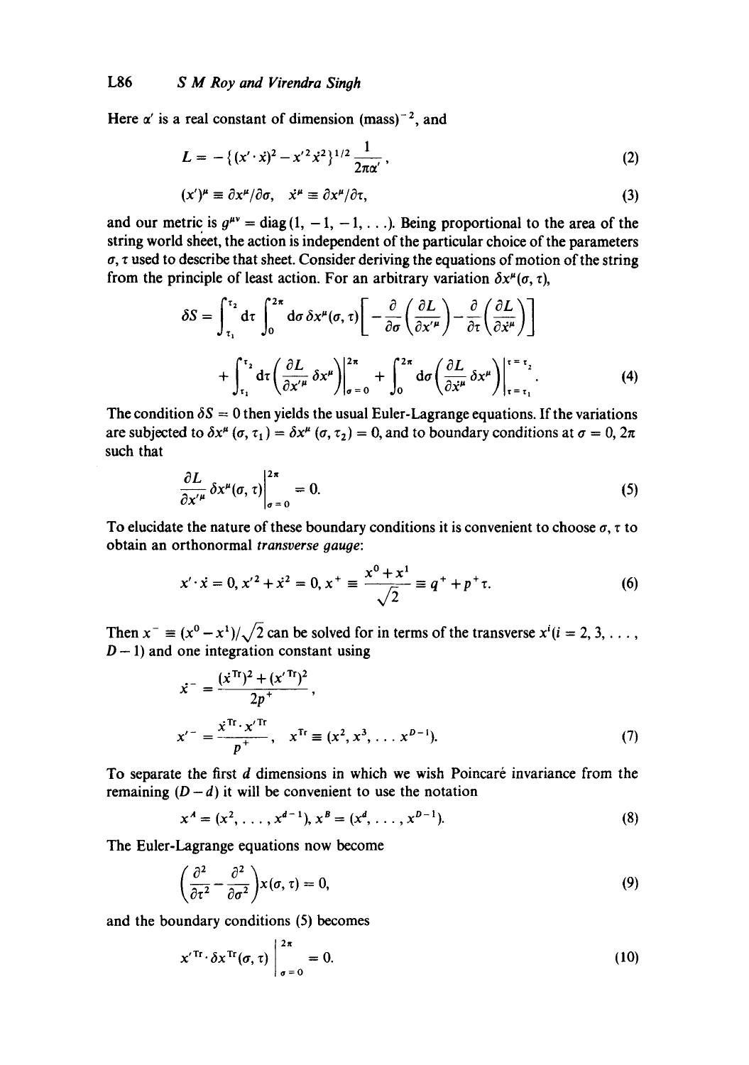Here $\alpha'$ is a real constant of dimension $(\text{mass})^{-2}$, and

$$L = -\{(x'\cdot\dot{x})^2 - x'^2\dot{x}^2\}^{1/2}\frac{1}{2\pi\alpha'}, \tag{2}$$

$$(x')^\mu \equiv \partial x^\mu/\partial\sigma, \quad \dot{x}^\mu \equiv \partial x^\mu/\partial\tau, \tag{3}$$

and our metric is $g^{\mu\nu} = \text{diag}(1, -1, -1, \ldots)$. Being proportional to the area of the string world sheet, the action is independent of the particular choice of the parameters $\sigma, \tau$ used to describe that sheet. Consider deriving the equations of motion of the string from the principle of least action. For an arbitrary variation $\delta x^\mu(\sigma, \tau)$,

$$\delta S = \int_{\tau_1}^{\tau_2} d\tau \int_0^{2\pi} d\sigma\, \delta x^\mu(\sigma,\tau)\left[-\frac{\partial}{\partial\sigma}\left(\frac{\partial L}{\partial x'^\mu}\right) - \frac{\partial}{\partial\tau}\left(\frac{\partial L}{\partial \dot{x}^\mu}\right)\right]$$

$$+ \int_{\tau_1}^{\tau_2} d\tau \left(\frac{\partial L}{\partial x'^\mu}\delta x^\mu\right)\Bigg|_{\sigma=0}^{2\pi} + \int_0^{2\pi} d\sigma \left(\frac{\partial L}{\partial \dot{x}^\mu}\delta x^\mu\right)\Bigg|_{\tau=\tau_1}^{\tau=\tau_2}. \tag{4}$$

The condition $\delta S = 0$ then yields the usual Euler-Lagrange equations. If the variations are subjected to $\delta x^\mu(\sigma, \tau_1) = \delta x^\mu(\sigma, \tau_2) = 0$, and to boundary conditions at $\sigma = 0, 2\pi$ such that

$$\frac{\partial L}{\partial x'^\mu}\delta x^\mu(\sigma,\tau)\Bigg|_{\sigma=0}^{2\pi} = 0. \tag{5}$$

To elucidate the nature of these boundary conditions it is convenient to choose $\sigma, \tau$ to obtain an orthonormal *transverse gauge*:

$$x'\cdot\dot{x} = 0, \; x'^2 + \dot{x}^2 = 0, \; x^+ \equiv \frac{x^0 + x^1}{\sqrt{2}} \equiv q^+ + p^+\tau. \tag{6}$$

Then $x^- \equiv (x^0 - x^1)/\sqrt{2}$ can be solved for in terms of the transverse $x^i (i = 2, 3, \ldots, D-1)$ and one integration constant using

$$\dot{x}^- = \frac{(\dot{x}^{\text{Tr}})^2 + (x'^{\text{Tr}})^2}{2p^+},$$

$$x'^- = \frac{\dot{x}^{\text{Tr}}\cdot x'^{\text{Tr}}}{p^+}, \quad x^{\text{Tr}} \equiv (x^2, x^3, \ldots x^{D-1}). \tag{7}$$

To separate the first $d$ dimensions in which we wish Poincaré invariance from the remaining $(D-d)$ it will be convenient to use the notation

$$x^A = (x^2, \ldots, x^{d-1}), \; x^B = (x^d, \ldots, x^{D-1}). \tag{8}$$

The Euler-Lagrange equations now become

$$\left(\frac{\partial^2}{\partial\tau^2} - \frac{\partial^2}{\partial\sigma^2}\right)x(\sigma,\tau) = 0, \tag{9}$$

and the boundary conditions (5) becomes

$$x'^{\text{Tr}}\cdot\delta x^{\text{Tr}}(\sigma,\tau)\Bigg|_{\sigma=0}^{2\pi} = 0. \tag{10}$$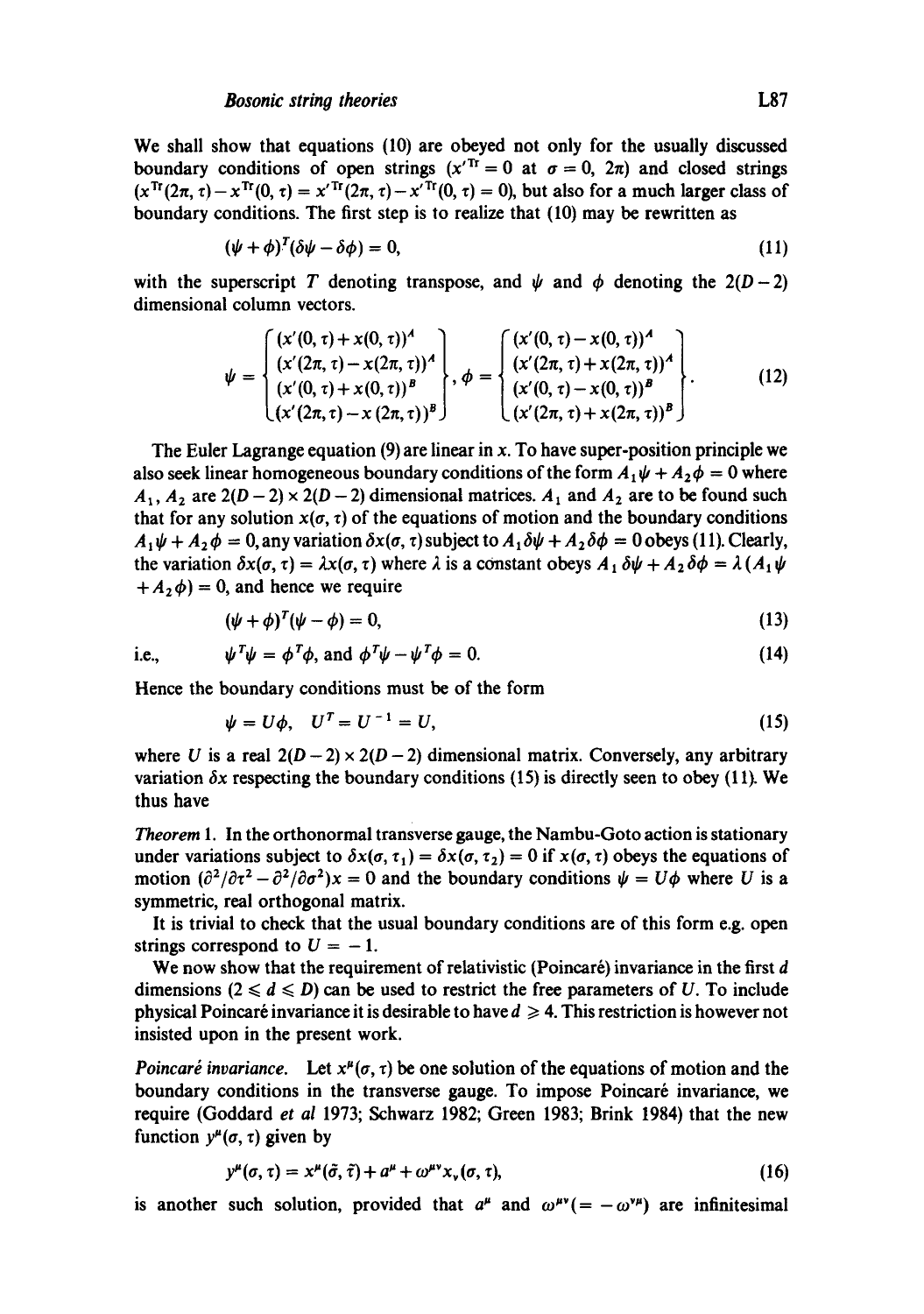We shall show that equations (10) are obeyed not only for the usually discussed boundary conditions of open strings ($x'^{\text{Tr}} = 0$ at $\sigma = 0,\ 2\pi$) and closed strings ($x^{\text{Tr}}(2\pi, \tau) - x^{\text{Tr}}(0, \tau) = x'^{\text{Tr}}(2\pi, \tau) - x'^{\text{Tr}}(0, \tau) = 0$), but also for a much larger class of boundary conditions. The first step is to realize that (10) may be rewritten as

$$(\psi + \phi)^T(\delta\psi - \delta\phi) = 0, \tag{11}$$

with the superscript $T$ denoting transpose, and $\psi$ and $\phi$ denoting the $2(D-2)$ dimensional column vectors.

$$\psi = \begin{Bmatrix} (x'(0,\tau) + x(0,\tau))^A \\ (x'(2\pi,\tau) - x(2\pi,\tau))^A \\ (x'(0,\tau) + x(0,\tau))^B \\ (x'(2\pi,\tau) - x(2\pi,\tau))^B \end{Bmatrix}, \quad \phi = \begin{Bmatrix} (x'(0,\tau) - x(0,\tau))^A \\ (x'(2\pi,\tau) + x(2\pi,\tau))^A \\ (x'(0,\tau) - x(0,\tau))^B \\ (x'(2\pi,\tau) + x(2\pi,\tau))^B \end{Bmatrix}. \tag{12}$$

The Euler Lagrange equation (9) are linear in $x$. To have super-position principle we also seek linear homogeneous boundary conditions of the form $A_1\psi + A_2\phi = 0$ where $A_1$, $A_2$ are $2(D-2) \times 2(D-2)$ dimensional matrices. $A_1$ and $A_2$ are to be found such that for any solution $x(\sigma, \tau)$ of the equations of motion and the boundary conditions $A_1\psi + A_2\phi = 0$, any variation $\delta x(\sigma, \tau)$ subject to $A_1\delta\psi + A_2\delta\phi = 0$ obeys (11). Clearly, the variation $\delta x(\sigma, \tau) = \lambda x(\sigma, \tau)$ where $\lambda$ is a constant obeys $A_1\delta\psi + A_2\delta\phi = \lambda(A_1\psi + A_2\phi) = 0$, and hence we require

$$(\psi + \phi)^T(\psi - \phi) = 0, \tag{13}$$

i.e.,

$$\psi^T\psi = \phi^T\phi, \text{ and } \phi^T\psi - \psi^T\phi = 0. \tag{14}$$

Hence the boundary conditions must be of the form

$$\psi = U\phi, \quad U^T = U^{-1} = U, \tag{15}$$

where $U$ is a real $2(D-2) \times 2(D-2)$ dimensional matrix. Conversely, any arbitrary variation $\delta x$ respecting the boundary conditions (15) is directly seen to obey (11). We thus have

*Theorem* 1. In the orthonormal transverse gauge, the Nambu-Goto action is stationary under variations subject to $\delta x(\sigma, \tau_1) = \delta x(\sigma, \tau_2) = 0$ if $x(\sigma, \tau)$ obeys the equations of motion $(\partial^2/\partial\tau^2 - \partial^2/\partial\sigma^2)x = 0$ and the boundary conditions $\psi = U\phi$ where $U$ is a symmetric, real orthogonal matrix.

It is trivial to check that the usual boundary conditions are of this form e.g. open strings correspond to $U = -1$.

We now show that the requirement of relativistic (Poincaré) invariance in the first $d$ dimensions ($2 \leqslant d \leqslant D$) can be used to restrict the free parameters of $U$. To include physical Poincaré invariance it is desirable to have $d \geqslant 4$. This restriction is however not insisted upon in the present work.

*Poincaré invariance.* Let $x^\mu(\sigma, \tau)$ be one solution of the equations of motion and the boundary conditions in the transverse gauge. To impose Poincaré invariance, we require (Goddard *et al* 1973; Schwarz 1982; Green 1983; Brink 1984) that the new function $y^\mu(\sigma, \tau)$ given by

$$y^\mu(\sigma, \tau) = x^\mu(\tilde{\sigma}, \tilde{\tau}) + a^\mu + \omega^{\mu\nu}x_\nu(\sigma, \tau), \tag{16}$$

is another such solution, provided that $a^\mu$ and $\omega^{\mu\nu}(= -\omega^{\nu\mu})$ are infinitesimal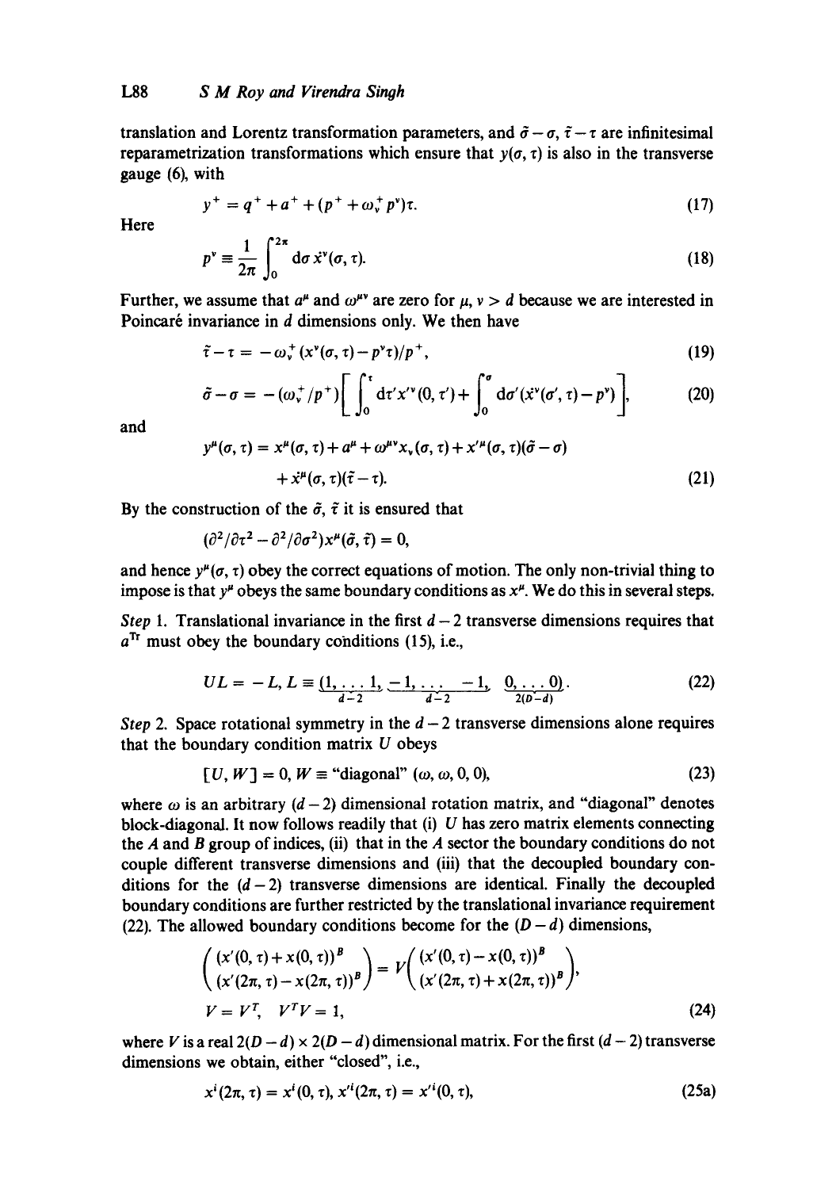translation and Lorentz transformation parameters, and $\tilde{\sigma} - \sigma$, $\tilde{\tau} - \tau$ are infinitesimal reparametrization transformations which ensure that $y(\sigma, \tau)$ is also in the transverse gauge (6), with

$$y^+ = q^+ + a^+ + (p^+ + \omega_\nu^+ p^\nu)\tau. \tag{17}$$

Here

$$p^\nu \equiv \frac{1}{2\pi} \int_0^{2\pi} \mathrm{d}\sigma \, \dot{x}^\nu(\sigma, \tau). \tag{18}$$

Further, we assume that $a^\mu$ and $\omega^{\mu\nu}$ are zero for $\mu, \nu > d$ because we are interested in Poincaré invariance in $d$ dimensions only. We then have

$$\tilde{\tau} - \tau = -\omega_\nu^+ (x^\nu(\sigma, \tau) - p^\nu \tau)/p^+, \tag{19}$$

$$\tilde{\sigma} - \sigma = -(\omega_\nu^+/p^+)\left[\int_0^\tau \mathrm{d}\tau' x'^\nu(0, \tau') + \int_0^\sigma \mathrm{d}\sigma' (\dot{x}^\nu(\sigma', \tau) - p^\nu)\right], \tag{20}$$

and

$$y^\mu(\sigma, \tau) = x^\mu(\sigma, \tau) + a^\mu + \omega^{\mu\nu} x_\nu(\sigma, \tau) + x'^\mu(\sigma, \tau)(\tilde{\sigma} - \sigma) + \dot{x}^\mu(\sigma, \tau)(\tilde{\tau} - \tau). \tag{21}$$

By the construction of the $\tilde{\sigma}$, $\tilde{\tau}$ it is ensured that

$$(\partial^2/\partial\tau^2 - \partial^2/\partial\sigma^2) x^\mu(\tilde{\sigma}, \tilde{\tau}) = 0,$$

and hence $y^\mu(\sigma, \tau)$ obey the correct equations of motion. The only non-trivial thing to impose is that $y^\mu$ obeys the same boundary conditions as $x^\mu$. We do this in several steps.

*Step* 1. Translational invariance in the first $d-2$ transverse dimensions requires that $a^{\mathrm{Tr}}$ must obey the boundary conditions (15), i.e.,

$$UL = -L, \; L \equiv (\underbrace{1, \ldots 1}_{d-2}, \underbrace{-1, \ldots -1}_{d-2}, \underbrace{0, \ldots 0}_{2(D-d)}). \tag{22}$$

*Step* 2. Space rotational symmetry in the $d-2$ transverse dimensions alone requires that the boundary condition matrix $U$ obeys

$$[U, W] = 0, \; W \equiv \text{"diagonal"} \; (\omega, \omega, 0, 0), \tag{23}$$

where $\omega$ is an arbitrary $(d-2)$ dimensional rotation matrix, and "diagonal" denotes block-diagonal. It now follows readily that (i) $U$ has zero matrix elements connecting the $A$ and $B$ group of indices, (ii) that in the $A$ sector the boundary conditions do not couple different transverse dimensions and (iii) that the decoupled boundary conditions for the $(d-2)$ transverse dimensions are identical. Finally the decoupled boundary conditions are further restricted by the translational invariance requirement (22). The allowed boundary conditions become for the $(D-d)$ dimensions,

$$\begin{pmatrix} (x'(0, \tau) + x(0, \tau))^B \\ (x'(2\pi, \tau) - x(2\pi, \tau))^B \end{pmatrix} = V \begin{pmatrix} (x'(0, \tau) - x(0, \tau))^B \\ (x'(2\pi, \tau) + x(2\pi, \tau))^B \end{pmatrix},$$

$$V = V^T, \quad V^T V = 1, \tag{24}$$

where $V$ is a real $2(D-d) \times 2(D-d)$ dimensional matrix. For the first $(d-2)$ transverse dimensions we obtain, either "closed", i.e.,

$$x^i(2\pi, \tau) = x^i(0, \tau), \; x'^i(2\pi, \tau) = x'^i(0, \tau), \tag{25a}$$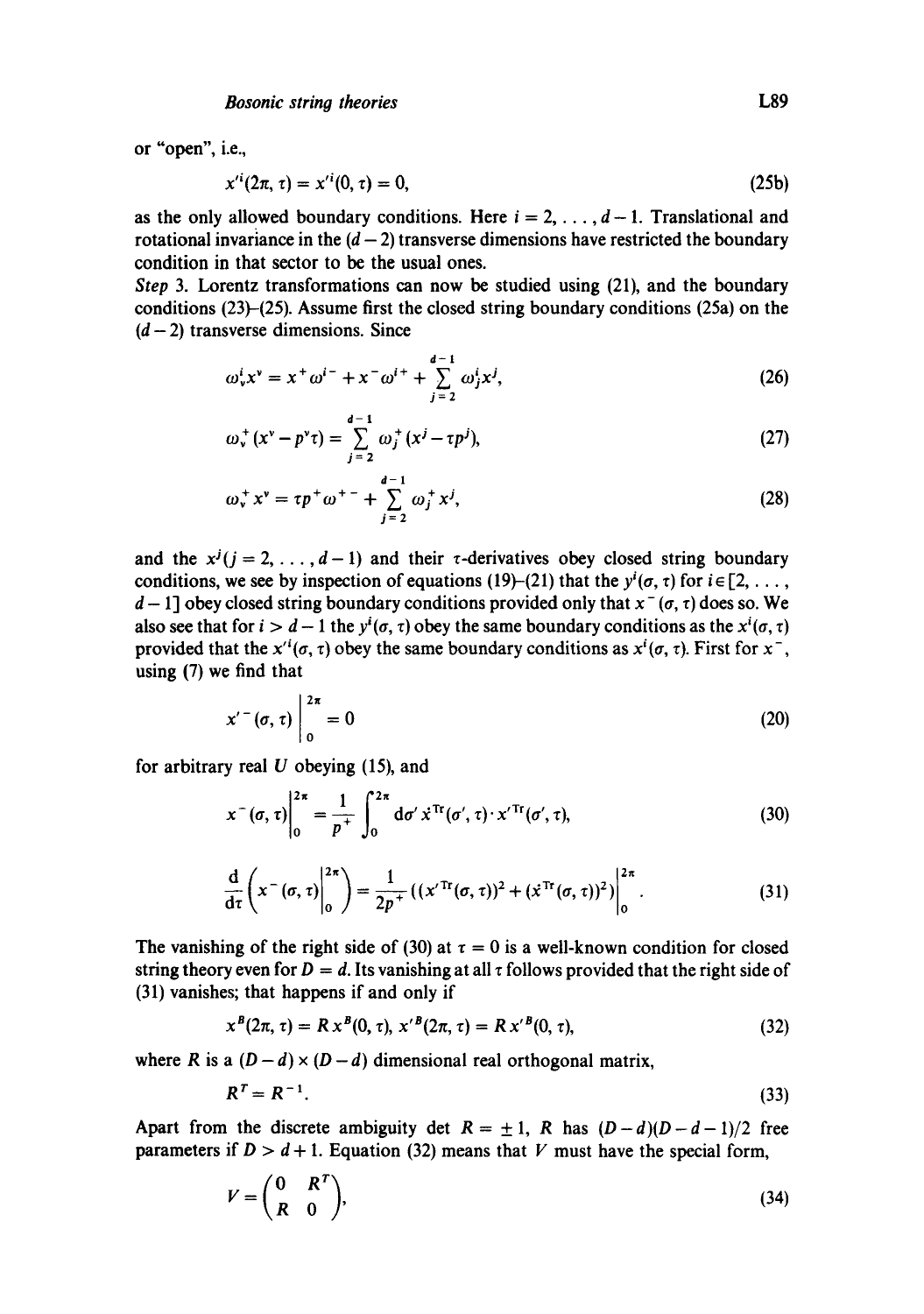or "open", i.e.,

$$x'^{i}(2\pi, \tau) = x'^{i}(0, \tau) = 0, \tag{25b}$$

as the only allowed boundary conditions. Here $i = 2, \ldots, d-1$. Translational and rotational invariance in the $(d-2)$ transverse dimensions have restricted the boundary condition in that sector to be the usual ones.

*Step* 3. Lorentz transformations can now be studied using (21), and the boundary conditions (23)–(25). Assume first the closed string boundary conditions (25a) on the $(d-2)$ transverse dimensions. Since

$$\omega^{i}_{\nu} x^{\nu} = x^{+}\omega^{i-} + x^{-}\omega^{i+} + \sum_{j=2}^{d-1} \omega^{i}_{j} x^{j}, \tag{26}$$

$$\omega^{+}_{\nu}(x^{\nu} - p^{\nu}\tau) = \sum_{j=2}^{d-1} \omega^{+}_{j}(x^{j} - \tau p^{j}), \tag{27}$$

$$\omega^{+}_{\nu} x^{\nu} = \tau p^{+}\omega^{+-} + \sum_{j=2}^{d-1} \omega^{+}_{j} x^{j}, \tag{28}$$

and the $x^{j}(j = 2, \ldots, d-1)$ and their $\tau$-derivatives obey closed string boundary conditions, we see by inspection of equations (19)–(21) that the $y^{i}(\sigma, \tau)$ for $i \in [2, \ldots, d-1]$ obey closed string boundary conditions provided only that $x^{-}(\sigma, \tau)$ does so. We also see that for $i > d-1$ the $y^{i}(\sigma, \tau)$ obey the same boundary conditions as the $x^{i}(\sigma, \tau)$ provided that the $x'^{i}(\sigma, \tau)$ obey the same boundary conditions as $x^{i}(\sigma, \tau)$. First for $x^{-}$, using (7) we find that

$$x'^{-}(\sigma, \tau)\Big|_{0}^{2\pi} = 0 \tag{20}$$

for arbitrary real $U$ obeying (15), and

$$x^{-}(\sigma, \tau)\Big|_{0}^{2\pi} = \frac{1}{p^{+}} \int_{0}^{2\pi} \mathrm{d}\sigma' \, \dot{x}^{\mathrm{Tr}}(\sigma', \tau) \cdot x'^{\mathrm{Tr}}(\sigma', \tau), \tag{30}$$

$$\frac{\mathrm{d}}{\mathrm{d}\tau}\left(x^{-}(\sigma, \tau)\Big|_{0}^{2\pi}\right) = \frac{1}{2p^{+}}\left((x'^{\mathrm{Tr}}(\sigma, \tau))^{2} + (\dot{x}^{\mathrm{Tr}}(\sigma, \tau))^{2}\right)\Big|_{0}^{2\pi}. \tag{31}$$

The vanishing of the right side of (30) at $\tau = 0$ is a well-known condition for closed string theory even for $D = d$. Its vanishing at all $\tau$ follows provided that the right side of (31) vanishes; that happens if and only if

$$x^{B}(2\pi, \tau) = R\, x^{B}(0, \tau), \; x'^{B}(2\pi, \tau) = R\, x'^{B}(0, \tau), \tag{32}$$

where $R$ is a $(D-d) \times (D-d)$ dimensional real orthogonal matrix,

$$R^{T} = R^{-1}. \tag{33}$$

Apart from the discrete ambiguity $\det R = \pm 1$, $R$ has $(D-d)(D-d-1)/2$ free parameters if $D > d+1$. Equation (32) means that $V$ must have the special form,

$$V = \begin{pmatrix} 0 & R^{T} \\ R & 0 \end{pmatrix}, \tag{34}$$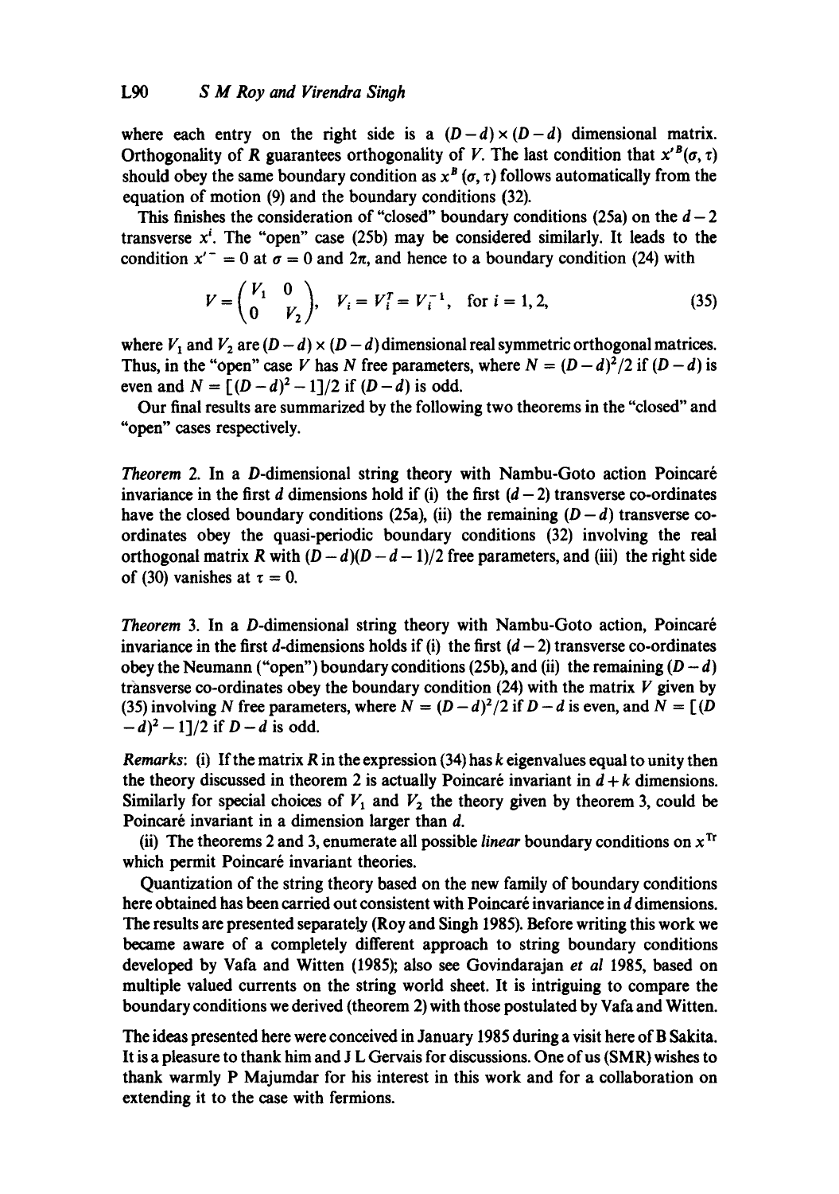where each entry on the right side is a $(D-d)\times(D-d)$ dimensional matrix. Orthogonality of $R$ guarantees orthogonality of $V$. The last condition that $x'^B(\sigma,\tau)$ should obey the same boundary condition as $x^B(\sigma,\tau)$ follows automatically from the equation of motion (9) and the boundary conditions (32).

This finishes the consideration of "closed" boundary conditions (25a) on the $d-2$ transverse $x^i$. The "open" case (25b) may be considered similarly. It leads to the condition $x'^- = 0$ at $\sigma = 0$ and $2\pi$, and hence to a boundary condition (24) with

$$V = \begin{pmatrix} V_1 & 0 \\ 0 & V_2 \end{pmatrix}, \quad V_i = V_i^T = V_i^{-1}, \quad \text{for } i = 1, 2, \tag{35}$$

where $V_1$ and $V_2$ are $(D-d)\times(D-d)$ dimensional real symmetric orthogonal matrices. Thus, in the "open" case $V$ has $N$ free parameters, where $N = (D-d)^2/2$ if $(D-d)$ is even and $N = [(D-d)^2 - 1]/2$ if $(D-d)$ is odd.

Our final results are summarized by the following two theorems in the "closed" and "open" cases respectively.

*Theorem* 2. In a $D$-dimensional string theory with Nambu-Goto action Poincaré invariance in the first $d$ dimensions hold if (i) the first $(d-2)$ transverse co-ordinates have the closed boundary conditions (25a), (ii) the remaining $(D-d)$ transverse co-ordinates obey the quasi-periodic boundary conditions (32) involving the real orthogonal matrix $R$ with $(D-d)(D-d-1)/2$ free parameters, and (iii) the right side of (30) vanishes at $\tau = 0$.

*Theorem* 3. In a $D$-dimensional string theory with Nambu-Goto action, Poincaré invariance in the first $d$-dimensions holds if (i) the first $(d-2)$ transverse co-ordinates obey the Neumann ("open") boundary conditions (25b), and (ii) the remaining $(D-d)$ transverse co-ordinates obey the boundary condition (24) with the matrix $V$ given by (35) involving $N$ free parameters, where $N = (D-d)^2/2$ if $D-d$ is even, and $N = [(D-d)^2 - 1]/2$ if $D-d$ is odd.

*Remarks*: (i) If the matrix $R$ in the expression (34) has $k$ eigenvalues equal to unity then the theory discussed in theorem 2 is actually Poincaré invariant in $d+k$ dimensions. Similarly for special choices of $V_1$ and $V_2$ the theory given by theorem 3, could be Poincaré invariant in a dimension larger than $d$.

(ii) The theorems 2 and 3, enumerate all possible *linear* boundary conditions on $x^{\mathrm{Tr}}$ which permit Poincaré invariant theories.

Quantization of the string theory based on the new family of boundary conditions here obtained has been carried out consistent with Poincaré invariance in $d$ dimensions. The results are presented separately (Roy and Singh 1985). Before writing this work we became aware of a completely different approach to string boundary conditions developed by Vafa and Witten (1985); also see Govindarajan *et al* 1985, based on multiple valued currents on the string world sheet. It is intriguing to compare the boundary conditions we derived (theorem 2) with those postulated by Vafa and Witten.

The ideas presented here were conceived in January 1985 during a visit here of B Sakita. It is a pleasure to thank him and J L Gervais for discussions. One of us (SMR) wishes to thank warmly P Majumdar for his interest in this work and for a collaboration on extending it to the case with fermions.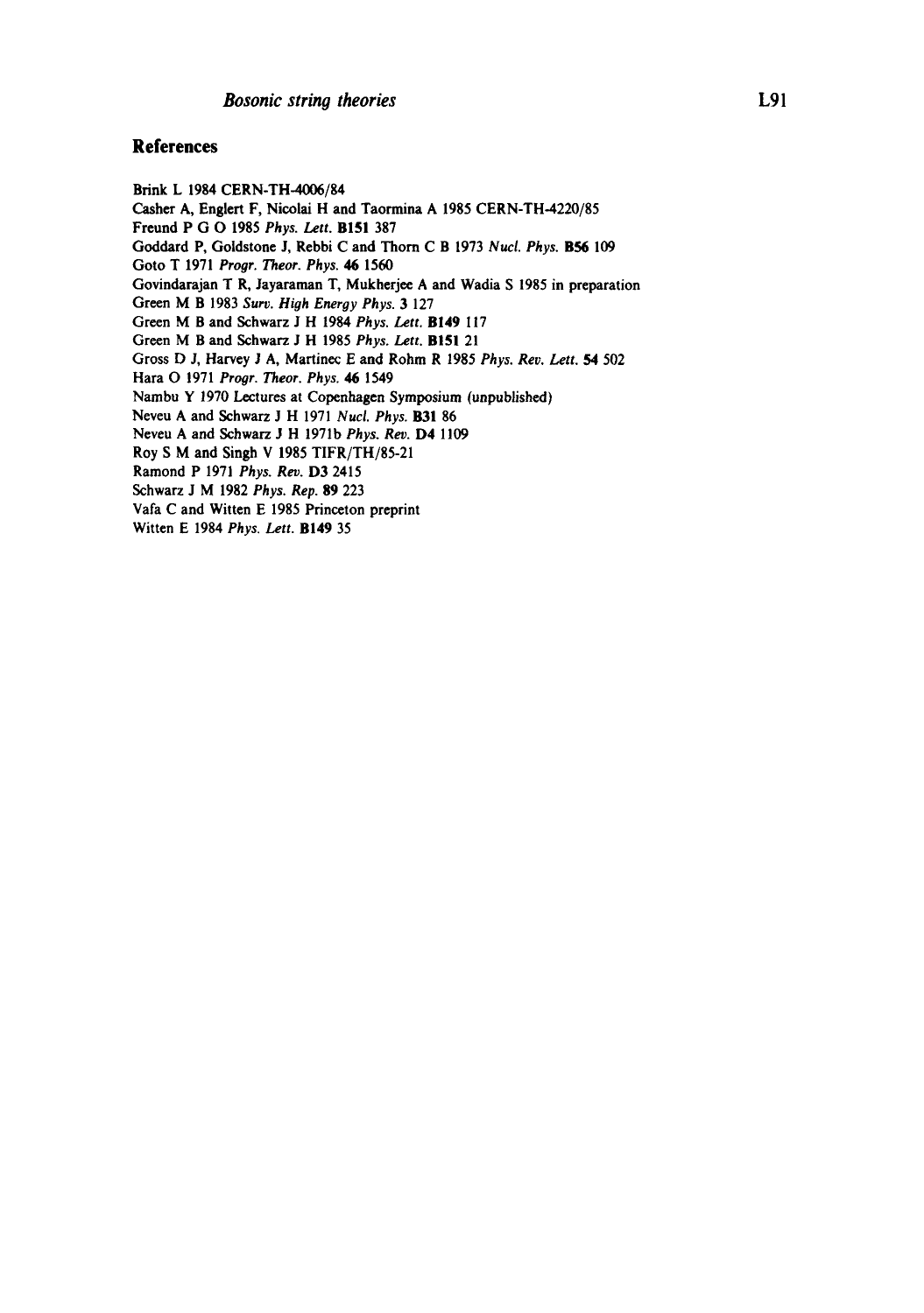## References

Brink L 1984 CERN-TH-4006/84
Casher A, Englert F, Nicolai H and Taormina A 1985 CERN-TH-4220/85
Freund P G O 1985 *Phys. Lett.* **B151** 387
Goddard P, Goldstone J, Rebbi C and Thorn C B 1973 *Nucl. Phys.* **B56** 109
Goto T 1971 *Progr. Theor. Phys.* **46** 1560
Govindarajan T R, Jayaraman T, Mukherjee A and Wadia S 1985 in preparation
Green M B 1983 *Surv. High Energy Phys.* **3** 127
Green M B and Schwarz J H 1984 *Phys. Lett.* **B149** 117
Green M B and Schwarz J H 1985 *Phys. Lett.* **B151** 21
Gross D J, Harvey J A, Martinec E and Rohm R 1985 *Phys. Rev. Lett.* **54** 502
Hara O 1971 *Progr. Theor. Phys.* **46** 1549
Nambu Y 1970 Lectures at Copenhagen Symposium (unpublished)
Neveu A and Schwarz J H 1971 *Nucl. Phys.* **B31** 86
Neveu A and Schwarz J H 1971b *Phys. Rev.* **D4** 1109
Roy S M and Singh V 1985 TIFR/TH/85-21
Ramond P 1971 *Phys. Rev.* **D3** 2415
Schwarz J M 1982 *Phys. Rep.* **89** 223
Vafa C and Witten E 1985 Princeton preprint
Witten E 1984 *Phys. Lett.* **B149** 35